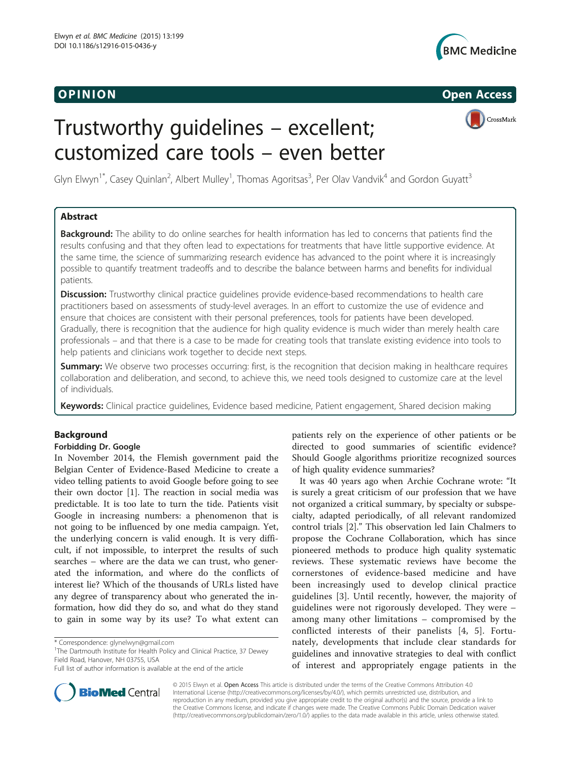OPINION

Open Access

# Trustworthy guidelines – excellent; customized care tools – even better

Glyn Elwyn[1*], Casey Quinlan[2], Albert Mulley[1], Thomas Agoritsas[3], Per Olav Vandvik[4] and Gordon Guyatt[3]

## Abstract

**Background:** The ability to do online searches for health information has led to concerns that patients find the results confusing and that they often lead to expectations for treatments that have little supportive evidence. At the same time, the science of summarizing research evidence has advanced to the point where it is increasingly possible to quantify treatment tradeoffs and to describe the balance between harms and benefits for individual patients.

**Discussion:** Trustworthy clinical practice guidelines provide evidence-based recommendations to health care practitioners based on assessments of study-level averages. In an effort to customize the use of evidence and ensure that choices are consistent with their personal preferences, tools for patients have been developed. Gradually, there is recognition that the audience for high quality evidence is much wider than merely health care professionals – and that there is a case to be made for creating tools that translate existing evidence into tools to help patients and clinicians work together to decide next steps.

**Summary:** We observe two processes occurring: first, is the recognition that decision making in healthcare requires collaboration and deliberation, and second, to achieve this, we need tools designed to customize care at the level of individuals.

**Keywords:** Clinical practice guidelines, Evidence based medicine, Patient engagement, Shared decision making

## Background

### Forbidding Dr. Google

In November 2014, the Flemish government paid the Belgian Center of Evidence-Based Medicine to create a video telling patients to avoid Google before going to see their own doctor [1]. The reaction in social media was predictable. It is too late to turn the tide. Patients visit Google in increasing numbers: a phenomenon that is not going to be influenced by one media campaign. Yet, the underlying concern is valid enough. It is very difficult, if not impossible, to interpret the results of such searches – where are the data we can trust, who generated the information, and where do the conflicts of interest lie? Which of the thousands of URLs listed have any degree of transparency about who generated the information, how did they do so, and what do they stand to gain in some way by its use? To what extent can patients rely on the experience of other patients or be directed to good summaries of scientific evidence? Should Google algorithms prioritize recognized sources of high quality evidence summaries?

It was 40 years ago when Archie Cochrane wrote: "It is surely a great criticism of our profession that we have not organized a critical summary, by specialty or subspecialty, adapted periodically, of all relevant randomized control trials [2]." This observation led Iain Chalmers to propose the Cochrane Collaboration, which has since pioneered methods to produce high quality systematic reviews. These systematic reviews have become the cornerstones of evidence-based medicine and have been increasingly used to develop clinical practice guidelines [3]. Until recently, however, the majority of guidelines were not rigorously developed. They were – among many other limitations – compromised by the conflicted interests of their panelists [4, 5]. Fortunately, developments that include clear standards for guidelines and innovative strategies to deal with conflict of interest and appropriately engage patients in the

* Correspondence: glynelwyn@gmail.com
[1]The Dartmouth Institute for Health Policy and Clinical Practice, 37 Dewey Field Road, Hanover, NH 03755, USA
Full list of author information is available at the end of the article

© 2015 Elwyn et al. Open Access This article is distributed under the terms of the Creative Commons Attribution 4.0 International License (http://creativecommons.org/licenses/by/4.0/), which permits unrestricted use, distribution, and reproduction in any medium, provided you give appropriate credit to the original author(s) and the source, provide a link to the Creative Commons license, and indicate if changes were made. The Creative Commons Public Domain Dedication waiver (http://creativecommons.org/publicdomain/zero/1.0/) applies to the data made available in this article, unless otherwise stated.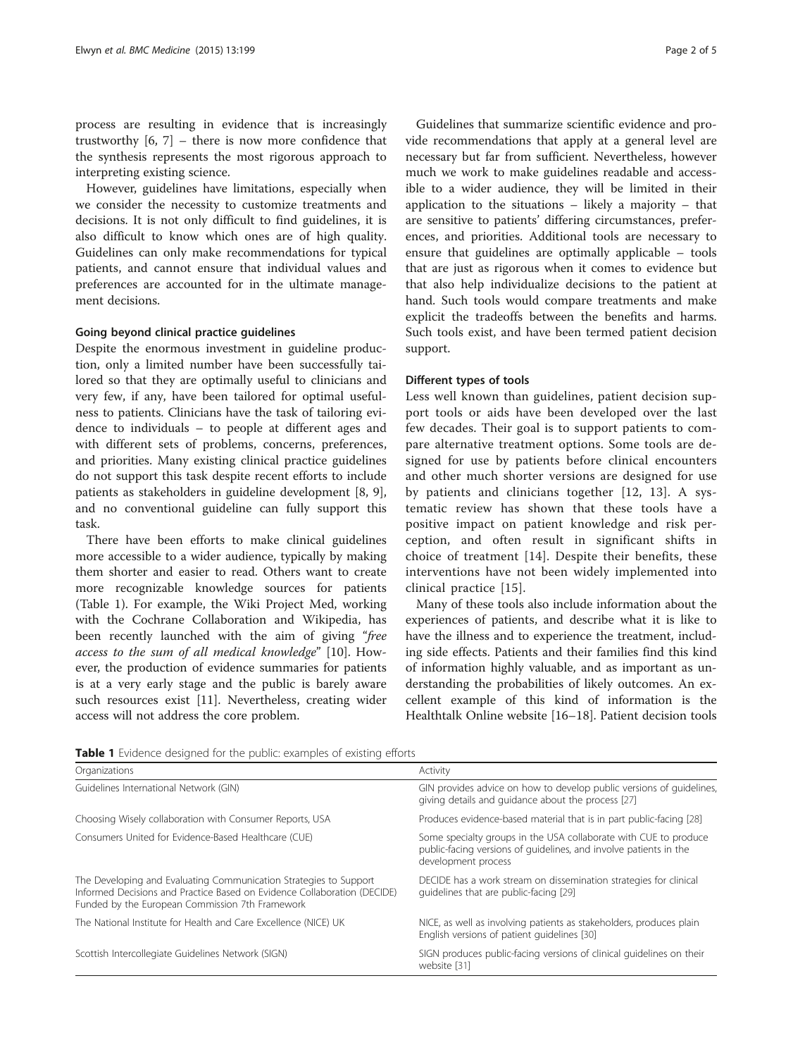process are resulting in evidence that is increasingly trustworthy [6, 7] – there is now more confidence that the synthesis represents the most rigorous approach to interpreting existing science.

However, guidelines have limitations, especially when we consider the necessity to customize treatments and decisions. It is not only difficult to find guidelines, it is also difficult to know which ones are of high quality. Guidelines can only make recommendations for typical patients, and cannot ensure that individual values and preferences are accounted for in the ultimate management decisions.

#### Going beyond clinical practice guidelines

Despite the enormous investment in guideline production, only a limited number have been successfully tailored so that they are optimally useful to clinicians and very few, if any, have been tailored for optimal usefulness to patients. Clinicians have the task of tailoring evidence to individuals – to people at different ages and with different sets of problems, concerns, preferences, and priorities. Many existing clinical practice guidelines do not support this task despite recent efforts to include patients as stakeholders in guideline development [8, 9], and no conventional guideline can fully support this task.

There have been efforts to make clinical guidelines more accessible to a wider audience, typically by making them shorter and easier to read. Others want to create more recognizable knowledge sources for patients (Table 1). For example, the Wiki Project Med, working with the Cochrane Collaboration and Wikipedia, has been recently launched with the aim of giving "*free access to the sum of all medical knowledge*" [10]. However, the production of evidence summaries for patients is at a very early stage and the public is barely aware such resources exist [11]. Nevertheless, creating wider access will not address the core problem.

Guidelines that summarize scientific evidence and provide recommendations that apply at a general level are necessary but far from sufficient. Nevertheless, however much we work to make guidelines readable and accessible to a wider audience, they will be limited in their application to the situations – likely a majority – that are sensitive to patients' differing circumstances, preferences, and priorities. Additional tools are necessary to ensure that guidelines are optimally applicable – tools that are just as rigorous when it comes to evidence but that also help individualize decisions to the patient at hand. Such tools would compare treatments and make explicit the tradeoffs between the benefits and harms. Such tools exist, and have been termed patient decision support.

#### Different types of tools

Less well known than guidelines, patient decision support tools or aids have been developed over the last few decades. Their goal is to support patients to compare alternative treatment options. Some tools are designed for use by patients before clinical encounters and other much shorter versions are designed for use by patients and clinicians together [12, 13]. A systematic review has shown that these tools have a positive impact on patient knowledge and risk perception, and often result in significant shifts in choice of treatment [14]. Despite their benefits, these interventions have not been widely implemented into clinical practice [15].

Many of these tools also include information about the experiences of patients, and describe what it is like to have the illness and to experience the treatment, including side effects. Patients and their families find this kind of information highly valuable, and as important as understanding the probabilities of likely outcomes. An excellent example of this kind of information is the Healthtalk Online website [16–18]. Patient decision tools

**Table 1** Evidence designed for the public: examples of existing efforts

| Organizations | Activity |
|---|---|
| Guidelines International Network (GIN) | GIN provides advice on how to develop public versions of guidelines, giving details and guidance about the process [27] |
| Choosing Wisely collaboration with Consumer Reports, USA | Produces evidence-based material that is in part public-facing [28] |
| Consumers United for Evidence-Based Healthcare (CUE) | Some specialty groups in the USA collaborate with CUE to produce public-facing versions of guidelines, and involve patients in the development process |
| The Developing and Evaluating Communication Strategies to Support Informed Decisions and Practice Based on Evidence Collaboration (DECIDE) Funded by the European Commission 7th Framework | DECIDE has a work stream on dissemination strategies for clinical guidelines that are public-facing [29] |
| The National Institute for Health and Care Excellence (NICE) UK | NICE, as well as involving patients as stakeholders, produces plain English versions of patient guidelines [30] |
| Scottish Intercollegiate Guidelines Network (SIGN) | SIGN produces public-facing versions of clinical guidelines on their website [31] |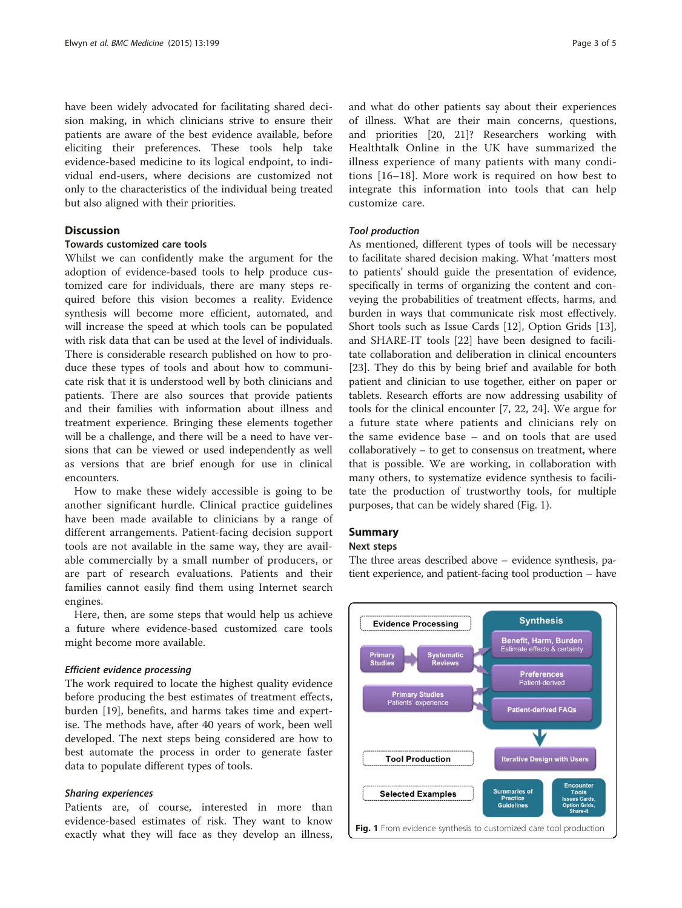have been widely advocated for facilitating shared decision making, in which clinicians strive to ensure their patients are aware of the best evidence available, before eliciting their preferences. These tools help take evidence-based medicine to its logical endpoint, to individual end-users, where decisions are customized not only to the characteristics of the individual being treated but also aligned with their priorities.

## Discussion

### Towards customized care tools

Whilst we can confidently make the argument for the adoption of evidence-based tools to help produce customized care for individuals, there are many steps required before this vision becomes a reality. Evidence synthesis will become more efficient, automated, and will increase the speed at which tools can be populated with risk data that can be used at the level of individuals. There is considerable research published on how to produce these types of tools and about how to communicate risk that it is understood well by both clinicians and patients. There are also sources that provide patients and their families with information about illness and treatment experience. Bringing these elements together will be a challenge, and there will be a need to have versions that can be viewed or used independently as well as versions that are brief enough for use in clinical encounters.

How to make these widely accessible is going to be another significant hurdle. Clinical practice guidelines have been made available to clinicians by a range of different arrangements. Patient-facing decision support tools are not available in the same way, they are available commercially by a small number of producers, or are part of research evaluations. Patients and their families cannot easily find them using Internet search engines.

Here, then, are some steps that would help us achieve a future where evidence-based customized care tools might become more available.

#### *Efficient evidence processing*

The work required to locate the highest quality evidence before producing the best estimates of treatment effects, burden [19], benefits, and harms takes time and expertise. The methods have, after 40 years of work, been well developed. The next steps being considered are how to best automate the process in order to generate faster data to populate different types of tools.

#### *Sharing experiences*

Patients are, of course, interested in more than evidence-based estimates of risk. They want to know exactly what they will face as they develop an illness, and what do other patients say about their experiences of illness. What are their main concerns, questions, and priorities [20, 21]? Researchers working with Healthtalk Online in the UK have summarized the illness experience of many patients with many conditions [16–18]. More work is required on how best to integrate this information into tools that can help customize care.

#### *Tool production*

As mentioned, different types of tools will be necessary to facilitate shared decision making. What 'matters most to patients' should guide the presentation of evidence, specifically in terms of organizing the content and conveying the probabilities of treatment effects, harms, and burden in ways that communicate risk most effectively. Short tools such as Issue Cards [12], Option Grids [13], and SHARE-IT tools [22] have been designed to facilitate collaboration and deliberation in clinical encounters [23]. They do this by being brief and available for both patient and clinician to use together, either on paper or tablets. Research efforts are now addressing usability of tools for the clinical encounter [7, 22, 24]. We argue for a future state where patients and clinicians rely on the same evidence base – and on tools that are used collaboratively – to get to consensus on treatment, where that is possible. We are working, in collaboration with many others, to systematize evidence synthesis to facilitate the production of trustworthy tools, for multiple purposes, that can be widely shared (Fig. 1).

## Summary

### Next steps

The three areas described above – evidence synthesis, patient experience, and patient-facing tool production – have

**Fig. 1** From evidence synthesis to customized care tool production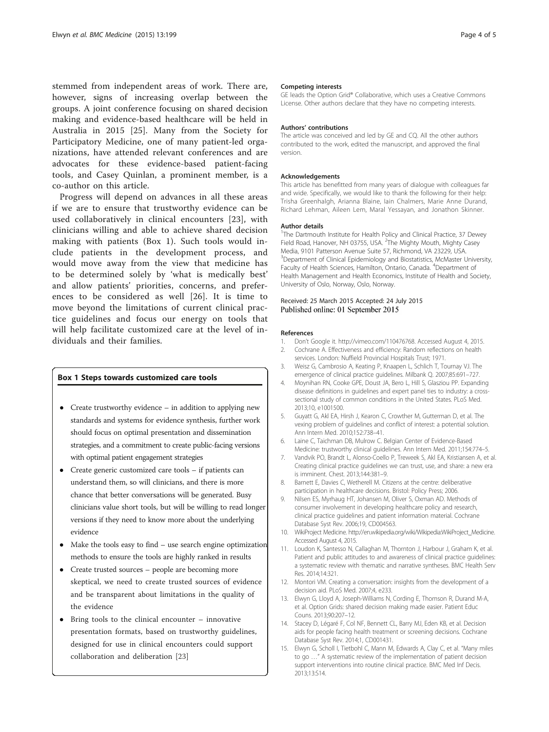stemmed from independent areas of work. There are, however, signs of increasing overlap between the groups. A joint conference focusing on shared decision making and evidence-based healthcare will be held in Australia in 2015 [25]. Many from the Society for Participatory Medicine, one of many patient-led organizations, have attended relevant conferences and are advocates for these evidence-based patient-facing tools, and Casey Quinlan, a prominent member, is a co-author on this article.

Progress will depend on advances in all these areas if we are to ensure that trustworthy evidence can be used collaboratively in clinical encounters [23], with clinicians willing and able to achieve shared decision making with patients (Box 1). Such tools would include patients in the development process, and would move away from the view that medicine has to be determined solely by 'what is medically best' and allow patients' priorities, concerns, and preferences to be considered as well [26]. It is time to move beyond the limitations of current clinical practice guidelines and focus our energy on tools that will help facilitate customized care at the level of individuals and their families.

**Box 1 Steps towards customized care tools**

- Create trustworthy evidence – in addition to applying new standards and systems for evidence synthesis, further work should focus on optimal presentation and dissemination strategies, and a commitment to create public-facing versions with optimal patient engagement strategies
- Create generic customized care tools – if patients can understand them, so will clinicians, and there is more chance that better conversations will be generated. Busy clinicians value short tools, but will be willing to read longer versions if they need to know more about the underlying evidence
- Make the tools easy to find – use search engine optimization methods to ensure the tools are highly ranked in results
- Create trusted sources – people are becoming more skeptical, we need to create trusted sources of evidence and be transparent about limitations in the quality of the evidence
- Bring tools to the clinical encounter – innovative presentation formats, based on trustworthy guidelines, designed for use in clinical encounters could support collaboration and deliberation [23]

#### Competing interests

GE leads the Option Grid® Collaborative, which uses a Creative Commons License. Other authors declare that they have no competing interests.

#### Authors' contributions

The article was conceived and led by GE and CQ. All the other authors contributed to the work, edited the manuscript, and approved the final version.

#### Acknowledgements

This article has benefitted from many years of dialogue with colleagues far and wide. Specifically, we would like to thank the following for their help: Trisha Greenhalgh, Arianna Blaine, Iain Chalmers, Marie Anne Durand, Richard Lehman, Aileen Lem, Maral Yessayan, and Jonathon Skinner.

#### Author details

[1]The Dartmouth Institute for Health Policy and Clinical Practice, 37 Dewey Field Road, Hanover, NH 03755, USA. [2]The Mighty Mouth, Mighty Casey Media, 9101 Patterson Avenue Suite 57, Richmond, VA 23229, USA. [3]Department of Clinical Epidemiology and Biostatistics, McMaster University, Faculty of Health Sciences, Hamilton, Ontario, Canada. [4]Department of Health Management and Health Economics, Institute of Health and Society, University of Oslo, Norway, Oslo, Norway.

Received: 25 March 2015 Accepted: 24 July 2015
Published online: 01 September 2015

#### References

1. Don't Google it. http://vimeo.com/110476768. Accessed August 4, 2015.
2. Cochrane A. Effectiveness and efficiency: Random reflections on health services. London: Nuffield Provincial Hospitals Trust; 1971.
3. Weisz G, Cambrosio A, Keating P, Knaapen L, Schlich T, Tournay VJ. The emergence of clinical practice guidelines. Milbank Q. 2007;85:691–727.
4. Moynihan RN, Cooke GPE, Doust JA, Bero L, Hill S, Glasziou PP. Expanding disease definitions in guidelines and expert panel ties to industry: a cross-sectional study of common conditions in the United States. PLoS Med. 2013;10, e1001500.
5. Guyatt G, Akl EA, Hirsh J, Kearon C, Crowther M, Gutterman D, et al. The vexing problem of guidelines and conflict of interest: a potential solution. Ann Intern Med. 2010;152:738–41.
6. Laine C, Taichman DB, Mulrow C. Belgian Center of Evidence-Based Medicine: trustworthy clinical guidelines. Ann Intern Med. 2011;154:774–5.
7. Vandvik PO, Brandt L, Alonso-Coello P, Treweek S, Akl EA, Kristiansen A, et al. Creating clinical practice guidelines we can trust, use, and share: a new era is imminent. Chest. 2013;144:381–9.
8. Barnett E, Davies C, Wetherell M. Citizens at the centre: deliberative participation in healthcare decisions. Bristol: Policy Press; 2006.
9. Nilsen ES, Myrhaug HT, Johansen M, Oliver S, Oxman AD. Methods of consumer involvement in developing healthcare policy and research, clinical practice guidelines and patient information material. Cochrane Database Syst Rev. 2006;19, CD004563.
10. WikiProject Medicine. http://en.wikipedia.org/wiki/Wikipedia:WikiProject_Medicine. Accessed August 4, 2015.
11. Loudon K, Santesso N, Callaghan M, Thornton J, Harbour J, Graham K, et al. Patient and public attitudes to and awareness of clinical practice guidelines: a systematic review with thematic and narrative syntheses. BMC Health Serv Res. 2014;14:321.
12. Montori VM. Creating a conversation: insights from the development of a decision aid. PLoS Med. 2007;4, e233.
13. Elwyn G, Lloyd A, Joseph-Williams N, Cording E, Thomson R, Durand M-A, et al. Option Grids: shared decision making made easier. Patient Educ Couns. 2013;90:207–12.
14. Stacey D, Légaré F, Col NF, Bennett CL, Barry MJ, Eden KB, et al. Decision aids for people facing health treatment or screening decisions. Cochrane Database Syst Rev. 2014;1, CD001431.
15. Elwyn G, Scholl I, Tietbohl C, Mann M, Edwards A, Clay C, et al. "Many miles to go …" A systematic review of the implementation of patient decision support interventions into routine clinical practice. BMC Med Inf Decis. 2013;13:S14.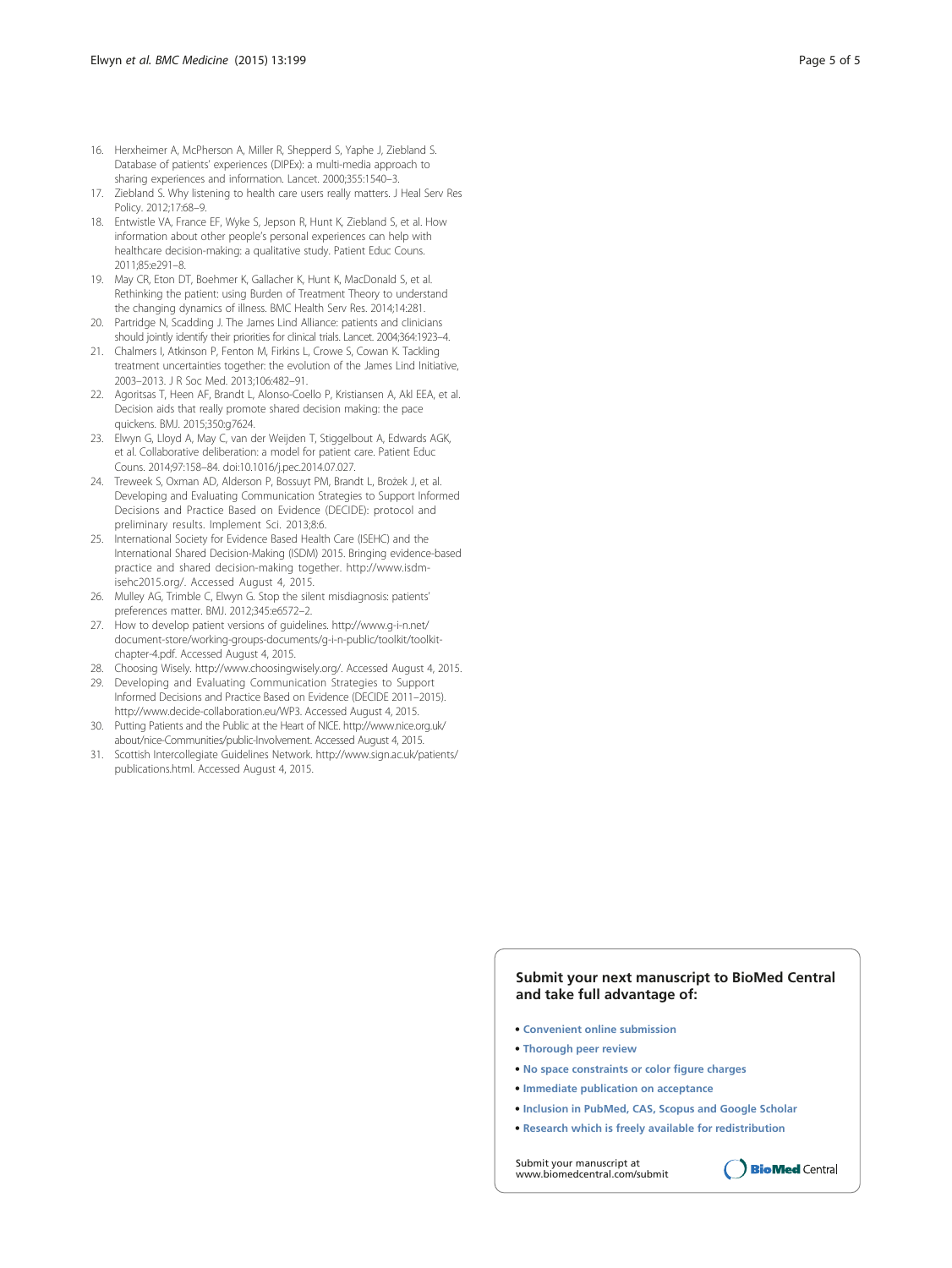16. Herxheimer A, McPherson A, Miller R, Shepperd S, Yaphe J, Ziebland S. Database of patients' experiences (DIPEx): a multi-media approach to sharing experiences and information. Lancet. 2000;355:1540–3.
17. Ziebland S. Why listening to health care users really matters. J Heal Serv Res Policy. 2012;17:68–9.
18. Entwistle VA, France EF, Wyke S, Jepson R, Hunt K, Ziebland S, et al. How information about other people's personal experiences can help with healthcare decision-making: a qualitative study. Patient Educ Couns. 2011;85:e291–8.
19. May CR, Eton DT, Boehmer K, Gallacher K, Hunt K, MacDonald S, et al. Rethinking the patient: using Burden of Treatment Theory to understand the changing dynamics of illness. BMC Health Serv Res. 2014;14:281.
20. Partridge N, Scadding J. The James Lind Alliance: patients and clinicians should jointly identify their priorities for clinical trials. Lancet. 2004;364:1923–4.
21. Chalmers I, Atkinson P, Fenton M, Firkins L, Crowe S, Cowan K. Tackling treatment uncertainties together: the evolution of the James Lind Initiative, 2003–2013. J R Soc Med. 2013;106:482–91.
22. Agoritsas T, Heen AF, Brandt L, Alonso-Coello P, Kristiansen A, Akl EEA, et al. Decision aids that really promote shared decision making: the pace quickens. BMJ. 2015;350:g7624.
23. Elwyn G, Lloyd A, May C, van der Weijden T, Stiggelbout A, Edwards AGK, et al. Collaborative deliberation: a model for patient care. Patient Educ Couns. 2014;97:158–84. doi:10.1016/j.pec.2014.07.027.
24. Treweek S, Oxman AD, Alderson P, Bossuyt PM, Brandt L, Brożek J, et al. Developing and Evaluating Communication Strategies to Support Informed Decisions and Practice Based on Evidence (DECIDE): protocol and preliminary results. Implement Sci. 2013;8:6.
25. International Society for Evidence Based Health Care (ISEHC) and the International Shared Decision-Making (ISDM) 2015. Bringing evidence-based practice and shared decision-making together. http://www.isdm-isehc2015.org/. Accessed August 4, 2015.
26. Mulley AG, Trimble C, Elwyn G. Stop the silent misdiagnosis: patients' preferences matter. BMJ. 2012;345:e6572–2.
27. How to develop patient versions of guidelines. http://www.g-i-n.net/document-store/working-groups-documents/g-i-n-public/toolkit/toolkit-chapter-4.pdf. Accessed August 4, 2015.
28. Choosing Wisely. http://www.choosingwisely.org/. Accessed August 4, 2015.
29. Developing and Evaluating Communication Strategies to Support Informed Decisions and Practice Based on Evidence (DECIDE 2011–2015). http://www.decide-collaboration.eu/WP3. Accessed August 4, 2015.
30. Putting Patients and the Public at the Heart of NICE. http://www.nice.org.uk/about/nice-Communities/public-Involvement. Accessed August 4, 2015.
31. Scottish Intercollegiate Guidelines Network. http://www.sign.ac.uk/patients/publications.html. Accessed August 4, 2015.

**Submit your next manuscript to BioMed Central and take full advantage of:**

- **Convenient online submission**
- **Thorough peer review**
- **No space constraints or color figure charges**
- **Immediate publication on acceptance**
- **Inclusion in PubMed, CAS, Scopus and Google Scholar**
- **Research which is freely available for redistribution**

Submit your manuscript at
www.biomedcentral.com/submit

BioMed Central